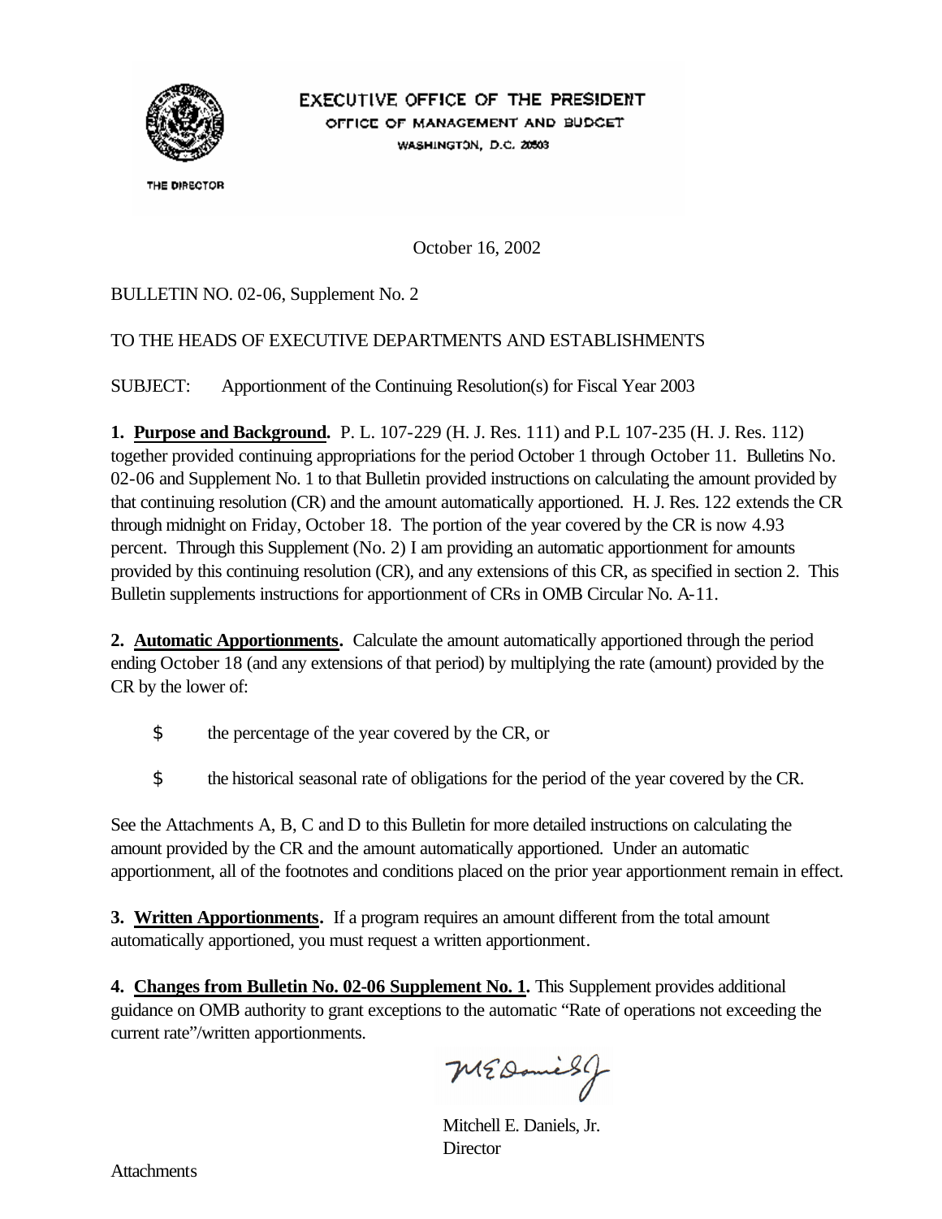EXECUTIVE OFFICE OF THE PRESIDENT

OFFICE OF MANAGEMENT AND BUDGET

WASHINGTON, D.C. 20503

THE DIRECTOR

October 16, 2002

BULLETIN NO. 02-06, Supplement No. 2

TO THE HEADS OF EXECUTIVE DEPARTMENTS AND ESTABLISHMENTS

SUBJECT: Apportionment of the Continuing Resolution(s) for Fiscal Year 2003

**1. Purpose and Background.** P. L. 107-229 (H. J. Res. 111) and P.L 107-235 (H. J. Res. 112) together provided continuing appropriations for the period October 1 through October 11. Bulletins No. 02-06 and Supplement No. 1 to that Bulletin provided instructions on calculating the amount provided by that continuing resolution (CR) and the amount automatically apportioned. H. J. Res. 122 extends the CR through midnight on Friday, October 18. The portion of the year covered by the CR is now 4.93 percent. Through this Supplement (No. 2) I am providing an automatic apportionment for amounts provided by this continuing resolution (CR), and any extensions of this CR, as specified in section 2. This Bulletin supplements instructions for apportionment of CRs in OMB Circular No. A-11.

**2. Automatic Apportionments.** Calculate the amount automatically apportioned through the period ending October 18 (and any extensions of that period) by multiplying the rate (amount) provided by the CR by the lower of:

- the percentage of the year covered by the CR, or
- the historical seasonal rate of obligations for the period of the year covered by the CR.

See the Attachments A, B, C and D to this Bulletin for more detailed instructions on calculating the amount provided by the CR and the amount automatically apportioned. Under an automatic apportionment, all of the footnotes and conditions placed on the prior year apportionment remain in effect.

**3. Written Apportionments.** If a program requires an amount different from the total amount automatically apportioned, you must request a written apportionment.

**4. Changes from Bulletin No. 02-06 Supplement No. 1.** This Supplement provides additional guidance on OMB authority to grant exceptions to the automatic "Rate of operations not exceeding the current rate"/written apportionments.

Mitchell E. Daniels, Jr.
Director

Attachments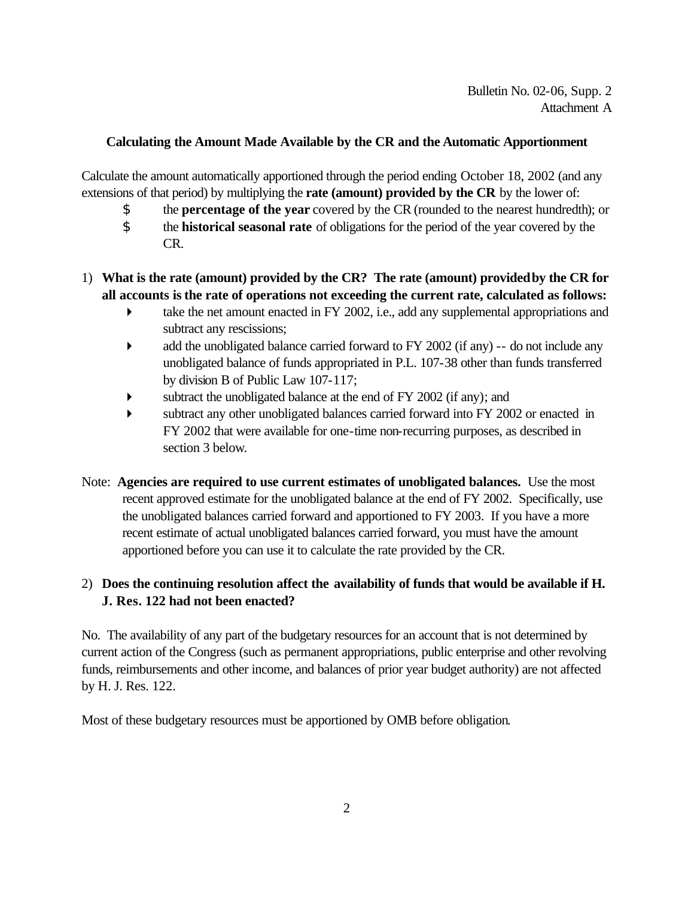Bulletin No. 02-06, Supp. 2
Attachment A

### Calculating the Amount Made Available by the CR and the Automatic Apportionment

Calculate the amount automatically apportioned through the period ending October 18, 2002 (and any extensions of that period) by multiplying the **rate (amount) provided by the CR** by the lower of:

- the **percentage of the year** covered by the CR (rounded to the nearest hundredth); or
- the **historical seasonal rate** of obligations for the period of the year covered by the CR.

1) **What is the rate (amount) provided by the CR? The rate (amount) provided by the CR for all accounts is the rate of operations not exceeding the current rate, calculated as follows:**
   - take the net amount enacted in FY 2002, i.e., add any supplemental appropriations and subtract any rescissions;
   - add the unobligated balance carried forward to FY 2002 (if any) -- do not include any unobligated balance of funds appropriated in P.L. 107-38 other than funds transferred by division B of Public Law 107-117;
   - subtract the unobligated balance at the end of FY 2002 (if any); and
   - subtract any other unobligated balances carried forward into FY 2002 or enacted in FY 2002 that were available for one-time non-recurring purposes, as described in section 3 below.

Note: **Agencies are required to use current estimates of unobligated balances.** Use the most recent approved estimate for the unobligated balance at the end of FY 2002. Specifically, use the unobligated balances carried forward and apportioned to FY 2003. If you have a more recent estimate of actual unobligated balances carried forward, you must have the amount apportioned before you can use it to calculate the rate provided by the CR.

2) **Does the continuing resolution affect the availability of funds that would be available if H. J. Res. 122 had not been enacted?**

No. The availability of any part of the budgetary resources for an account that is not determined by current action of the Congress (such as permanent appropriations, public enterprise and other revolving funds, reimbursements and other income, and balances of prior year budget authority) are not affected by H. J. Res. 122.

Most of these budgetary resources must be apportioned by OMB before obligation.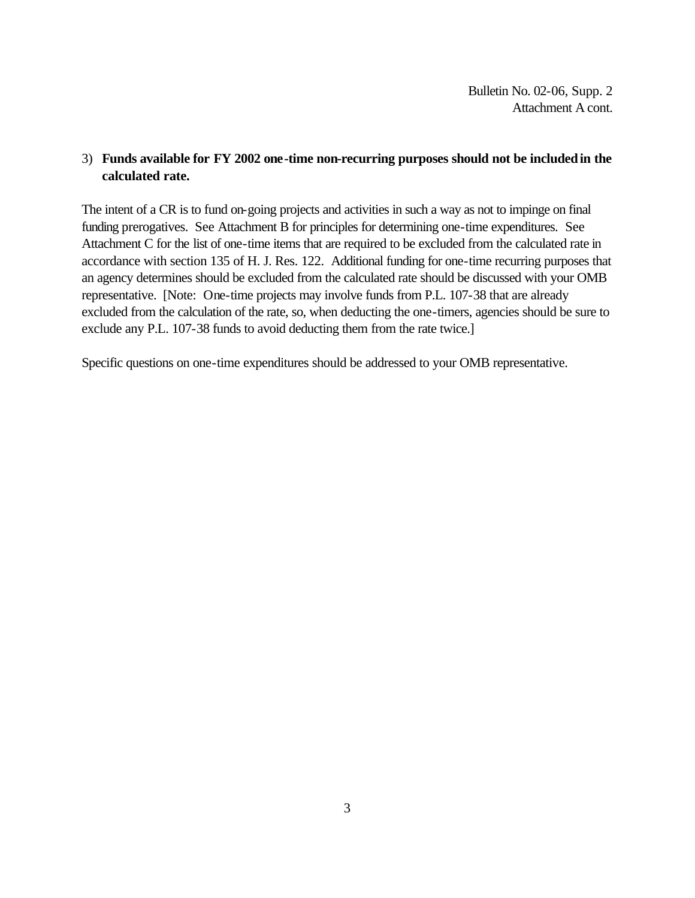3) **Funds available for FY 2002 one-time non-recurring purposes should not be included in the calculated rate.**

The intent of a CR is to fund on-going projects and activities in such a way as not to impinge on final funding prerogatives. See Attachment B for principles for determining one-time expenditures. See Attachment C for the list of one-time items that are required to be excluded from the calculated rate in accordance with section 135 of H. J. Res. 122. Additional funding for one-time recurring purposes that an agency determines should be excluded from the calculated rate should be discussed with your OMB representative. [Note: One-time projects may involve funds from P.L. 107-38 that are already excluded from the calculation of the rate, so, when deducting the one-timers, agencies should be sure to exclude any P.L. 107-38 funds to avoid deducting them from the rate twice.]

Specific questions on one-time expenditures should be addressed to your OMB representative.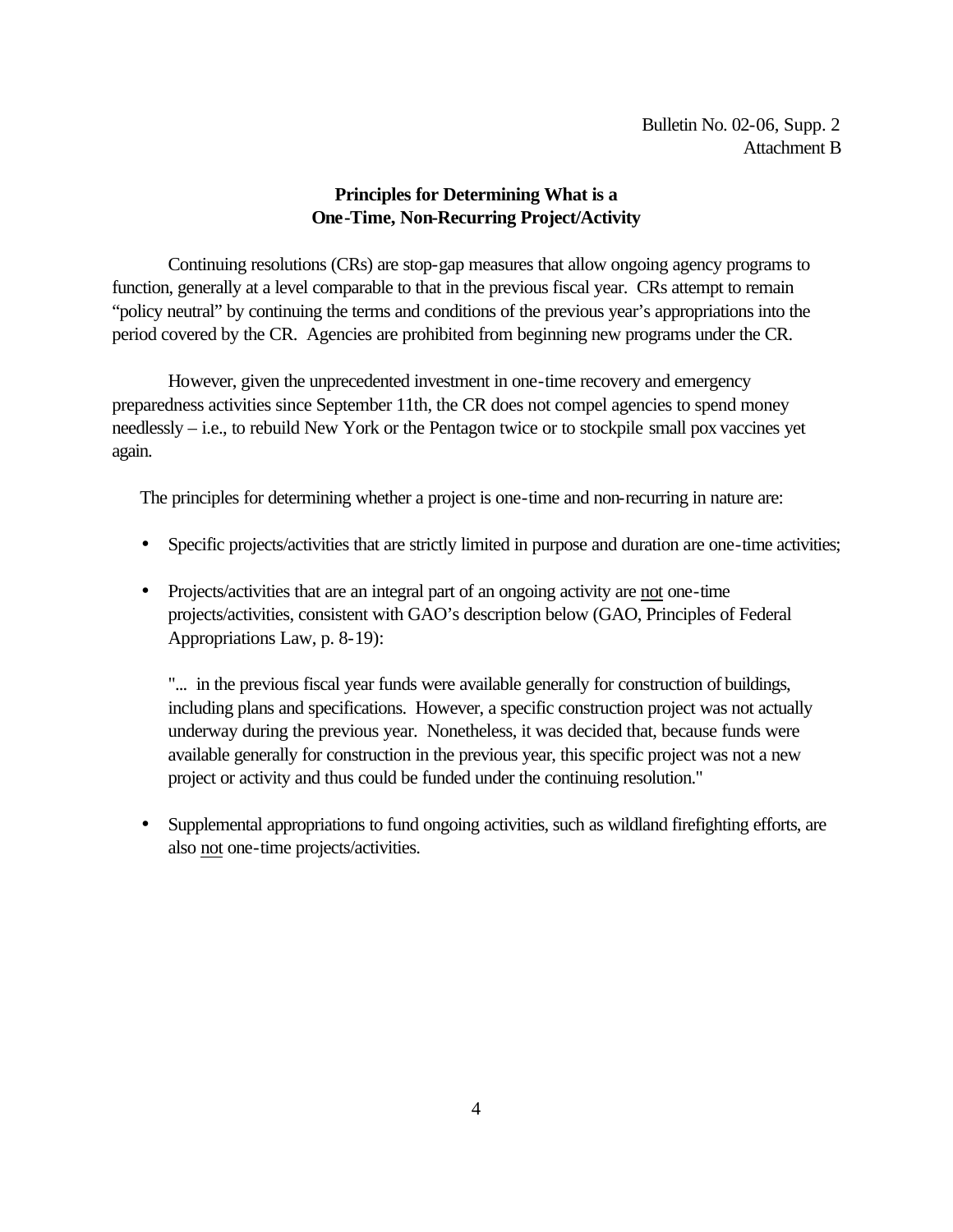Bulletin No. 02-06, Supp. 2
Attachment B

## Principles for Determining What is a One-Time, Non-Recurring Project/Activity

Continuing resolutions (CRs) are stop-gap measures that allow ongoing agency programs to function, generally at a level comparable to that in the previous fiscal year. CRs attempt to remain "policy neutral" by continuing the terms and conditions of the previous year's appropriations into the period covered by the CR. Agencies are prohibited from beginning new programs under the CR.

However, given the unprecedented investment in one-time recovery and emergency preparedness activities since September 11th, the CR does not compel agencies to spend money needlessly – i.e., to rebuild New York or the Pentagon twice or to stockpile small pox vaccines yet again.

The principles for determining whether a project is one-time and non-recurring in nature are:

- Specific projects/activities that are strictly limited in purpose and duration are one-time activities;
- Projects/activities that are an integral part of an ongoing activity are <u>not</u> one-time projects/activities, consistent with GAO's description below (GAO, Principles of Federal Appropriations Law, p. 8-19):

  "... in the previous fiscal year funds were available generally for construction of buildings, including plans and specifications. However, a specific construction project was not actually underway during the previous year. Nonetheless, it was decided that, because funds were available generally for construction in the previous year, this specific project was not a new project or activity and thus could be funded under the continuing resolution."

- Supplemental appropriations to fund ongoing activities, such as wildland firefighting efforts, are also <u>not</u> one-time projects/activities.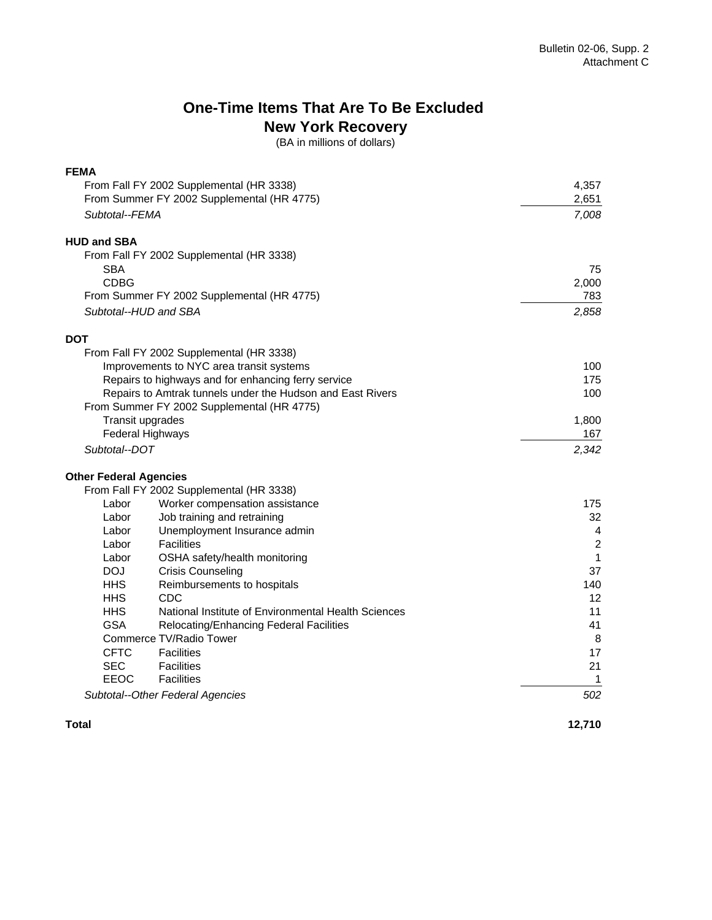Bulletin 02-06, Supp. 2
Attachment C

# One-Time Items That Are To Be Excluded
## New York Recovery

(BA in millions of dollars)

| Item | | Amount |
|---|---|---|
| **FEMA** | | |
| From Fall FY 2002 Supplemental (HR 3338) | | 4,357 |
| From Summer FY 2002 Supplemental (HR 4775) | | 2,651 |
| *Subtotal--FEMA* | | *7,008* |
| **HUD and SBA** | | |
| From Fall FY 2002 Supplemental (HR 3338) | | |
| SBA | | 75 |
| CDBG | | 2,000 |
| From Summer FY 2002 Supplemental (HR 4775) | | 783 |
| *Subtotal--HUD and SBA* | | *2,858* |
| **DOT** | | |
| From Fall FY 2002 Supplemental (HR 3338) | | |
| Improvements to NYC area transit systems | | 100 |
| Repairs to highways and for enhancing ferry service | | 175 |
| Repairs to Amtrak tunnels under the Hudson and East Rivers | | 100 |
| From Summer FY 2002 Supplemental (HR 4775) | | |
| Transit upgrades | | 1,800 |
| Federal Highways | | 167 |
| *Subtotal--DOT* | | *2,342* |
| **Other Federal Agencies** | | |
| From Fall FY 2002 Supplemental (HR 3338) | | |
| Labor | Worker compensation assistance | 175 |
| Labor | Job training and retraining | 32 |
| Labor | Unemployment Insurance admin | 4 |
| Labor | Facilities | 2 |
| Labor | OSHA safety/health monitoring | 1 |
| DOJ | Crisis Counseling | 37 |
| HHS | Reimbursements to hospitals | 140 |
| HHS | CDC | 12 |
| HHS | National Institute of Environmental Health Sciences | 11 |
| GSA | Relocating/Enhancing Federal Facilities | 41 |
| Commerce TV/Radio Tower | | 8 |
| CFTC | Facilities | 17 |
| SEC | Facilities | 21 |
| EEOC | Facilities | 1 |
| *Subtotal--Other Federal Agencies* | | *502* |
| **Total** | | **12,710** |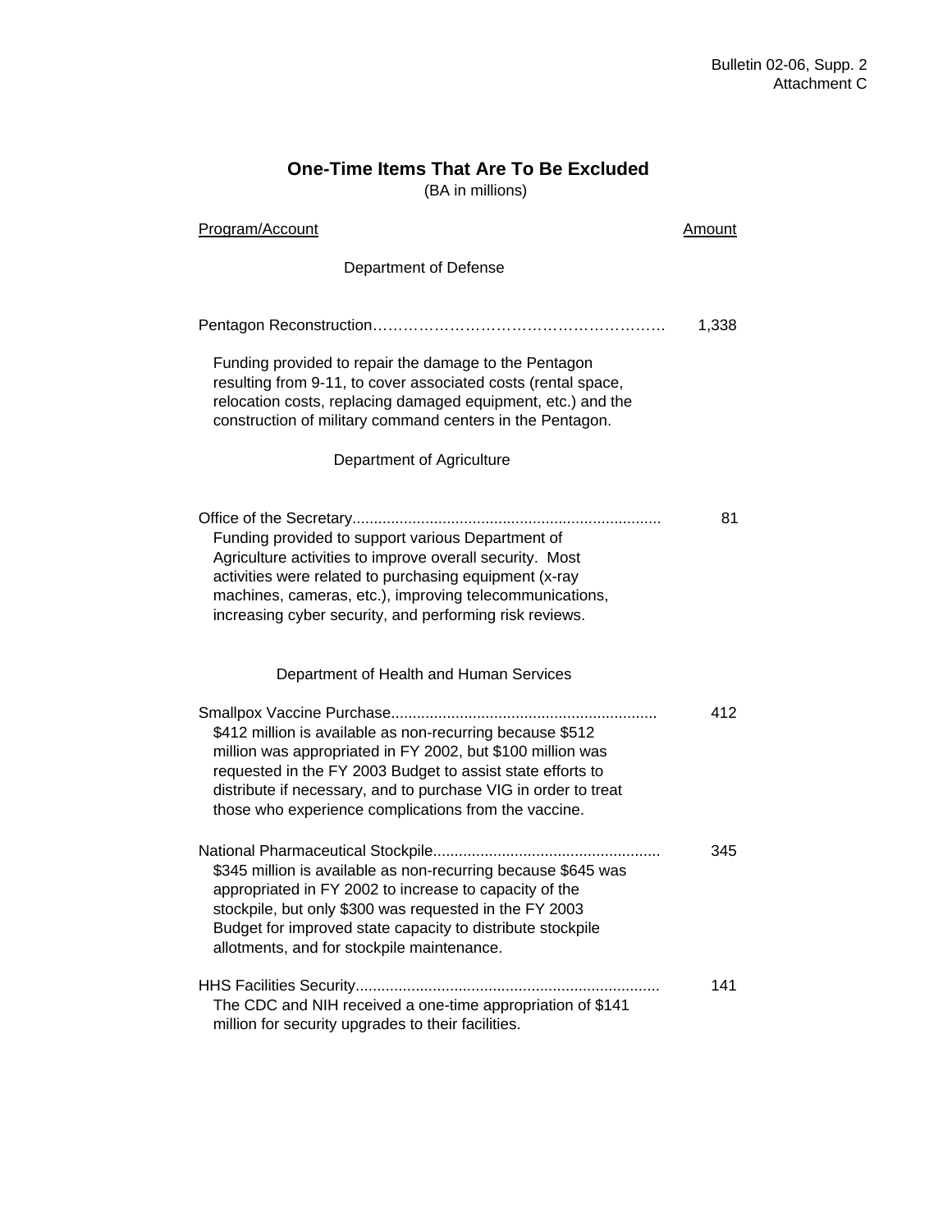# One-Time Items That Are To Be Excluded

(BA in millions)

| Program/Account | Amount |
|---|---|
| **Department of Defense** | |
| Pentagon Reconstruction | 1,338 |
| Funding provided to repair the damage to the Pentagon resulting from 9-11, to cover associated costs (rental space, relocation costs, replacing damaged equipment, etc.) and the construction of military command centers in the Pentagon. | |
| **Department of Agriculture** | |
| Office of the Secretary | 81 |
| Funding provided to support various Department of Agriculture activities to improve overall security. Most activities were related to purchasing equipment (x-ray machines, cameras, etc.), improving telecommunications, increasing cyber security, and performing risk reviews. | |
| **Department of Health and Human Services** | |
| Smallpox Vaccine Purchase | 412 |
| $412 million is available as non-recurring because $512 million was appropriated in FY 2002, but $100 million was requested in the FY 2003 Budget to assist state efforts to distribute if necessary, and to purchase VIG in order to treat those who experience complications from the vaccine. | |
| National Pharmaceutical Stockpile | 345 |
| $345 million is available as non-recurring because $645 was appropriated in FY 2002 to increase to capacity of the stockpile, but only $300 was requested in the FY 2003 Budget for improved state capacity to distribute stockpile allotments, and for stockpile maintenance. | |
| HHS Facilities Security | 141 |
| The CDC and NIH received a one-time appropriation of $141 million for security upgrades to their facilities. | |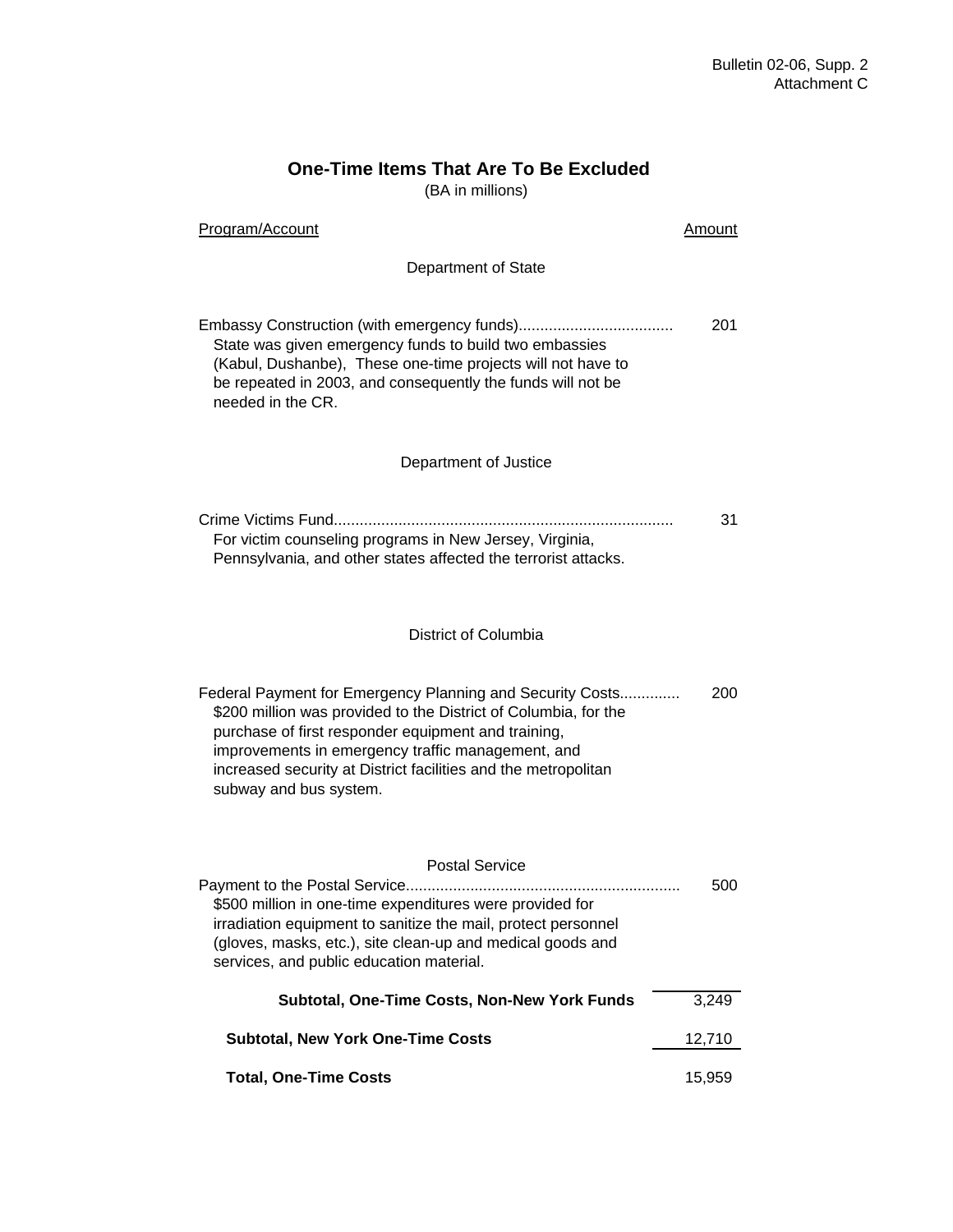Bulletin 02-06, Supp. 2
Attachment C

## One-Time Items That Are To Be Excluded

(BA in millions)

| Program/Account | Amount |
|---|---|
| **Department of State** | |
| Embassy Construction (with emergency funds).................................... | 201 |
| State was given emergency funds to build two embassies (Kabul, Dushanbe), These one-time projects will not have to be repeated in 2003, and consequently the funds will not be needed in the CR. | |
| **Department of Justice** | |
| Crime Victims Fund.............................................................................. | 31 |
| For victim counseling programs in New Jersey, Virginia, Pennsylvania, and other states affected the terrorist attacks. | |
| **District of Columbia** | |
| Federal Payment for Emergency Planning and Security Costs............. | 200 |
| $200 million was provided to the District of Columbia, for the purchase of first responder equipment and training, improvements in emergency traffic management, and increased security at District facilities and the metropolitan subway and bus system. | |
| **Postal Service** | |
| Payment to the Postal Service............................................................... | 500 |
| $500 million in one-time expenditures were provided for irradiation equipment to sanitize the mail, protect personnel (gloves, masks, etc.), site clean-up and medical goods and services, and public education material. | |
| **Subtotal, One-Time Costs, Non-New York Funds** | 3,249 |
| **Subtotal, New York One-Time Costs** | 12,710 |
| **Total, One-Time Costs** | 15,959 |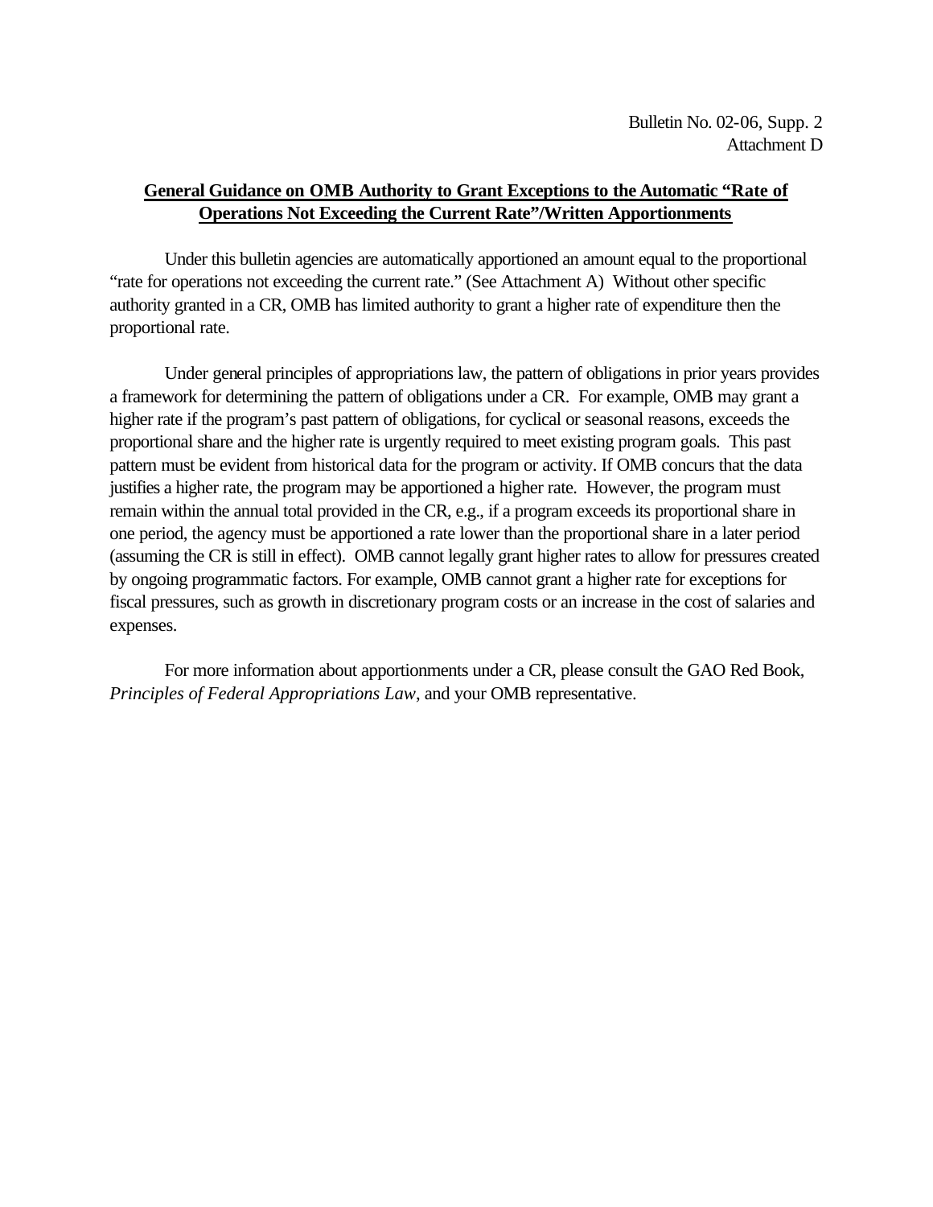Bulletin No. 02-06, Supp. 2
Attachment D

## General Guidance on OMB Authority to Grant Exceptions to the Automatic "Rate of Operations Not Exceeding the Current Rate"/Written Apportionments

Under this bulletin agencies are automatically apportioned an amount equal to the proportional "rate for operations not exceeding the current rate." (See Attachment A) Without other specific authority granted in a CR, OMB has limited authority to grant a higher rate of expenditure then the proportional rate.

Under general principles of appropriations law, the pattern of obligations in prior years provides a framework for determining the pattern of obligations under a CR. For example, OMB may grant a higher rate if the program's past pattern of obligations, for cyclical or seasonal reasons, exceeds the proportional share and the higher rate is urgently required to meet existing program goals. This past pattern must be evident from historical data for the program or activity. If OMB concurs that the data justifies a higher rate, the program may be apportioned a higher rate. However, the program must remain within the annual total provided in the CR, e.g., if a program exceeds its proportional share in one period, the agency must be apportioned a rate lower than the proportional share in a later period (assuming the CR is still in effect). OMB cannot legally grant higher rates to allow for pressures created by ongoing programmatic factors. For example, OMB cannot grant a higher rate for exceptions for fiscal pressures, such as growth in discretionary program costs or an increase in the cost of salaries and expenses.

For more information about apportionments under a CR, please consult the GAO Red Book, *Principles of Federal Appropriations Law*, and your OMB representative.